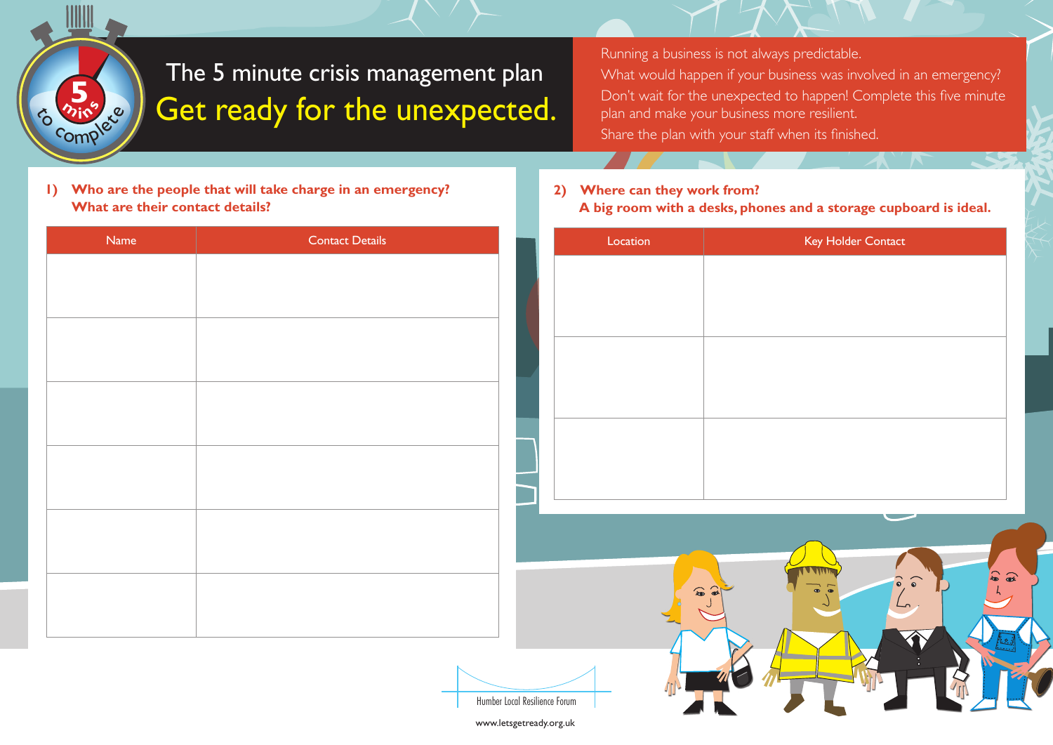5 mins to complete

# The 5 minute crisis management plan

## Get ready for the unexpected.

Running a business is not always predictable.
What would happen if your business was involved in an emergency?
Don't wait for the unexpected to happen! Complete this five minute plan and make your business more resilient.
Share the plan with your staff when its finished.

**1) Who are the people that will take charge in an emergency? What are their contact details?**

| Name | Contact Details |
|---|---|
| | |
| | |
| | |
| | |
| | |
| | |

**2) Where can they work from? A big room with a desks, phones and a storage cupboard is ideal.**

| Location | Key Holder Contact |
|---|---|
| | |
| | |
| | |

Humber Local Resilience Forum

www.letsgetready.org.uk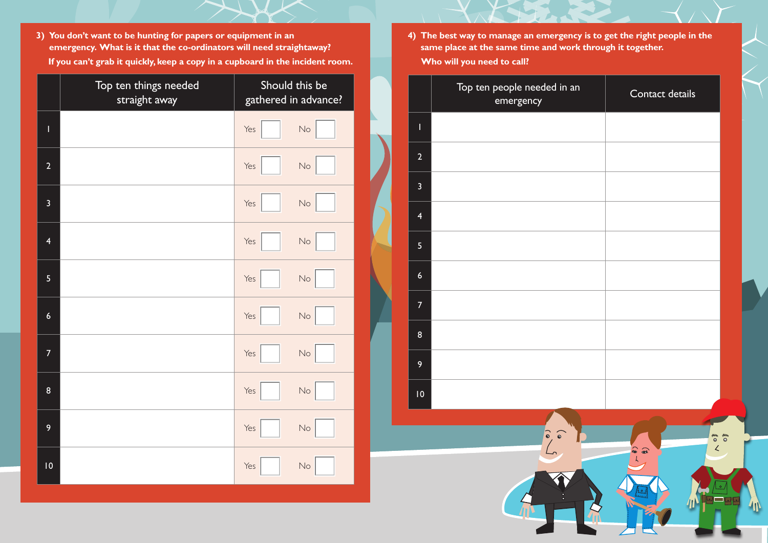**3) You don't want to be hunting for papers or equipment in an emergency. What is it that the co-ordinators will need straightaway?**

**If you can't grab it quickly, keep a copy in a cupboard in the incident room.**

| | Top ten things needed straight away | Should this be gathered in advance? |
|---|---|---|
| 1 | | Yes ☐ No ☐ |
| 2 | | Yes ☐ No ☐ |
| 3 | | Yes ☐ No ☐ |
| 4 | | Yes ☐ No ☐ |
| 5 | | Yes ☐ No ☐ |
| 6 | | Yes ☐ No ☐ |
| 7 | | Yes ☐ No ☐ |
| 8 | | Yes ☐ No ☐ |
| 9 | | Yes ☐ No ☐ |
| 10 | | Yes ☐ No ☐ |

**4) The best way to manage an emergency is to get the right people in the same place at the same time and work through it together.**

**Who will you need to call?**

| | Top ten people needed in an emergency | Contact details |
|---|---|---|
| 1 | | |
| 2 | | |
| 3 | | |
| 4 | | |
| 5 | | |
| 6 | | |
| 7 | | |
| 8 | | |
| 9 | | |
| 10 | | |